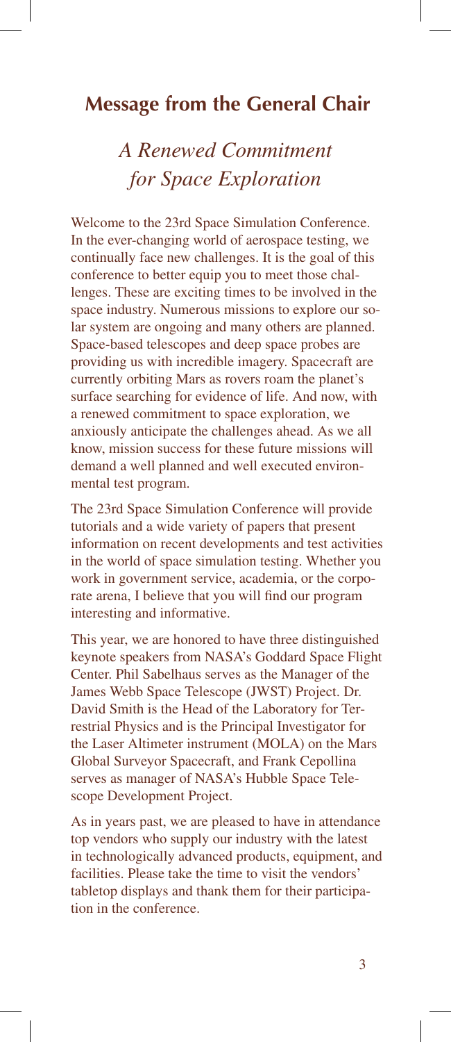## Message from the General Chair

### *A Renewed Commitment for Space Exploration*

Welcome to the 23rd Space Simulation Conference. In the ever-changing world of aerospace testing, we continually face new challenges. It is the goal of this conference to better equip you to meet those challenges. These are exciting times to be involved in the space industry. Numerous missions to explore our solar system are ongoing and many others are planned. Space-based telescopes and deep space probes are providing us with incredible imagery. Spacecraft are currently orbiting Mars as rovers roam the planet's surface searching for evidence of life. And now, with a renewed commitment to space exploration, we anxiously anticipate the challenges ahead. As we all know, mission success for these future missions will demand a well planned and well executed environmental test program.

The 23rd Space Simulation Conference will provide tutorials and a wide variety of papers that present information on recent developments and test activities in the world of space simulation testing. Whether you work in government service, academia, or the corporate arena, I believe that you will find our program interesting and informative.

This year, we are honored to have three distinguished keynote speakers from NASA's Goddard Space Flight Center. Phil Sabelhaus serves as the Manager of the James Webb Space Telescope (JWST) Project. Dr. David Smith is the Head of the Laboratory for Terrestrial Physics and is the Principal Investigator for the Laser Altimeter instrument (MOLA) on the Mars Global Surveyor Spacecraft, and Frank Cepollina serves as manager of NASA's Hubble Space Telescope Development Project.

As in years past, we are pleased to have in attendance top vendors who supply our industry with the latest in technologically advanced products, equipment, and facilities. Please take the time to visit the vendors' tabletop displays and thank them for their participation in the conference.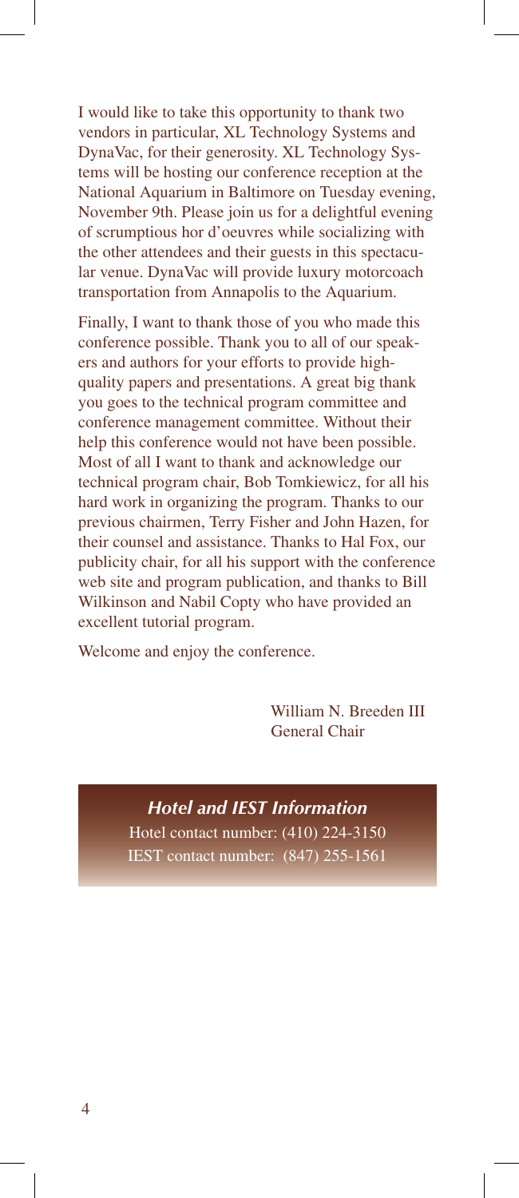I would like to take this opportunity to thank two vendors in particular, XL Technology Systems and DynaVac, for their generosity. XL Technology Systems will be hosting our conference reception at the National Aquarium in Baltimore on Tuesday evening, November 9th. Please join us for a delightful evening of scrumptious hor d'oeuvres while socializing with the other attendees and their guests in this spectacular venue. DynaVac will provide luxury motorcoach transportation from Annapolis to the Aquarium.

Finally, I want to thank those of you who made this conference possible. Thank you to all of our speakers and authors for your efforts to provide high-quality papers and presentations. A great big thank you goes to the technical program committee and conference management committee. Without their help this conference would not have been possible. Most of all I want to thank and acknowledge our technical program chair, Bob Tomkiewicz, for all his hard work in organizing the program. Thanks to our previous chairmen, Terry Fisher and John Hazen, for their counsel and assistance. Thanks to Hal Fox, our publicity chair, for all his support with the conference web site and program publication, and thanks to Bill Wilkinson and Nabil Copty who have provided an excellent tutorial program.

Welcome and enjoy the conference.

William N. Breeden III
General Chair

### *Hotel and IEST Information*

Hotel contact number: (410) 224-3150
IEST contact number: (847) 255-1561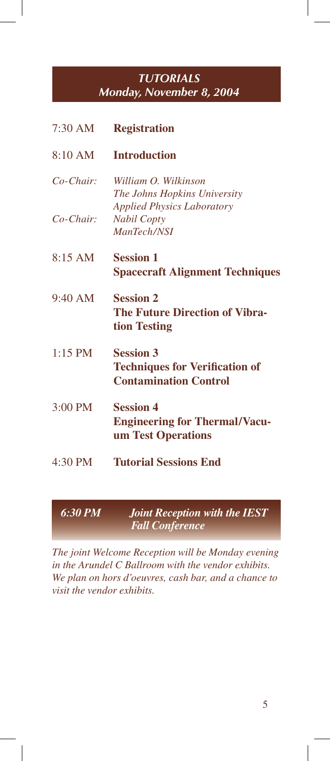## *TUTORIALS*
## *Monday, November 8, 2004*

7:30 AM **Registration**

8:10 AM **Introduction**

*Co-Chair:* *William O. Wilkinson*
*The Johns Hopkins University*
*Applied Physics Laboratory*

*Co-Chair:* *Nabil Copty*
*ManTech/NSI*

8:15 AM **Session 1**
**Spacecraft Alignment Techniques**

9:40 AM **Session 2**
**The Future Direction of Vibration Testing**

1:15 PM **Session 3**
**Techniques for Verification of Contamination Control**

3:00 PM **Session 4**
**Engineering for Thermal/Vacuum Test Operations**

4:30 PM **Tutorial Sessions End**

### *6:30 PM* *Joint Reception with the IEST Fall Conference*

*The joint Welcome Reception will be Monday evening in the Arundel C Ballroom with the vendor exhibits. We plan on hors d'oeuvres, cash bar, and a chance to visit the vendor exhibits.*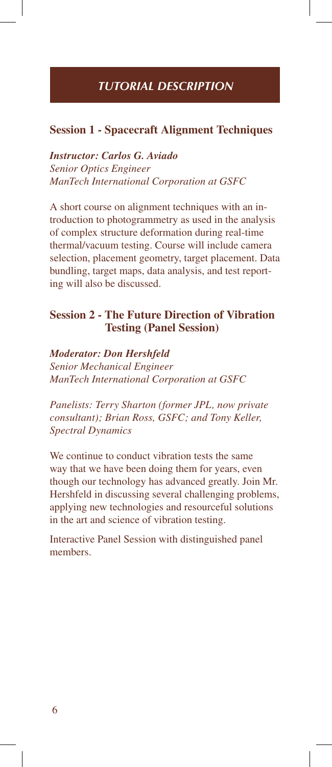## TUTORIAL DESCRIPTION

### Session 1 - Spacecraft Alignment Techniques

***Instructor: Carlos G. Aviado***
*Senior Optics Engineer*
*ManTech International Corporation at GSFC*

A short course on alignment techniques with an introduction to photogrammetry as used in the analysis of complex structure deformation during real-time thermal/vacuum testing. Course will include camera selection, placement geometry, target placement. Data bundling, target maps, data analysis, and test reporting will also be discussed.

### Session 2 - The Future Direction of Vibration Testing (Panel Session)

***Moderator: Don Hershfeld***
*Senior Mechanical Engineer*
*ManTech International Corporation at GSFC*

*Panelists: Terry Sharton (former JPL, now private consultant); Brian Ross, GSFC; and Tony Keller, Spectral Dynamics*

We continue to conduct vibration tests the same way that we have been doing them for years, even though our technology has advanced greatly. Join Mr. Hershfeld in discussing several challenging problems, applying new technologies and resourceful solutions in the art and science of vibration testing.

Interactive Panel Session with distinguished panel members.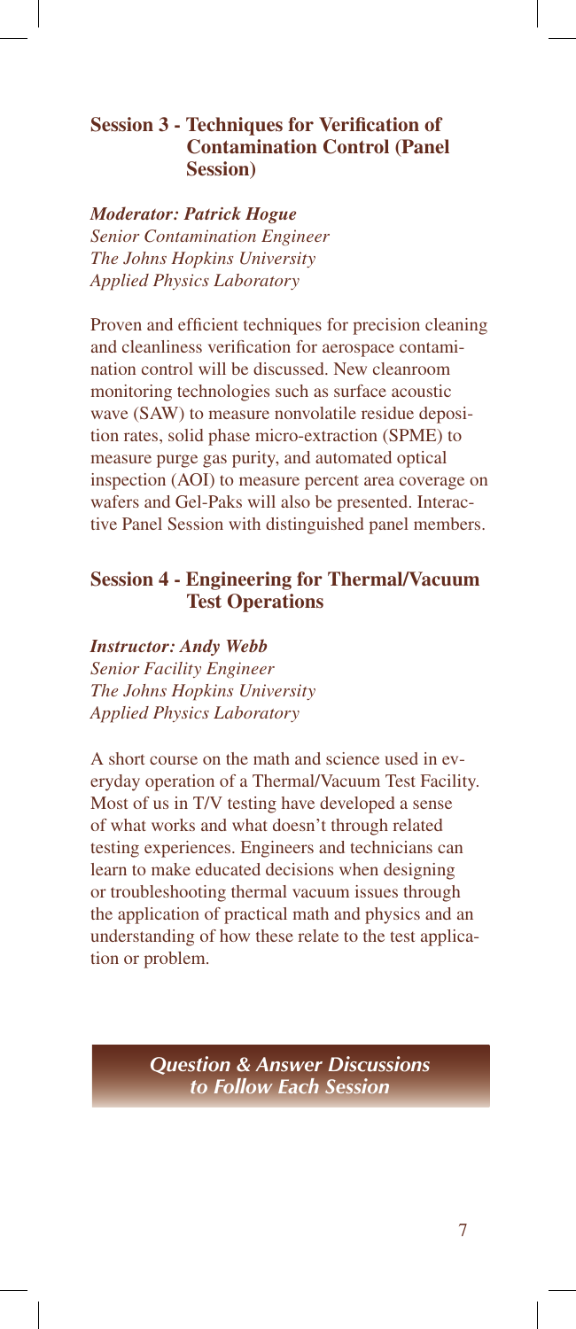## Session 3 - Techniques for Verification of Contamination Control (Panel Session)

***Moderator: Patrick Hogue***
*Senior Contamination Engineer*
*The Johns Hopkins University*
*Applied Physics Laboratory*

Proven and efficient techniques for precision cleaning and cleanliness verification for aerospace contamination control will be discussed. New cleanroom monitoring technologies such as surface acoustic wave (SAW) to measure nonvolatile residue deposition rates, solid phase micro-extraction (SPME) to measure purge gas purity, and automated optical inspection (AOI) to measure percent area coverage on wafers and Gel-Paks will also be presented. Interactive Panel Session with distinguished panel members.

## Session 4 - Engineering for Thermal/Vacuum Test Operations

***Instructor: Andy Webb***
*Senior Facility Engineer*
*The Johns Hopkins University*
*Applied Physics Laboratory*

A short course on the math and science used in everyday operation of a Thermal/Vacuum Test Facility. Most of us in T/V testing have developed a sense of what works and what doesn't through related testing experiences. Engineers and technicians can learn to make educated decisions when designing or troubleshooting thermal vacuum issues through the application of practical math and physics and an understanding of how these relate to the test application or problem.

***Question & Answer Discussions to Follow Each Session***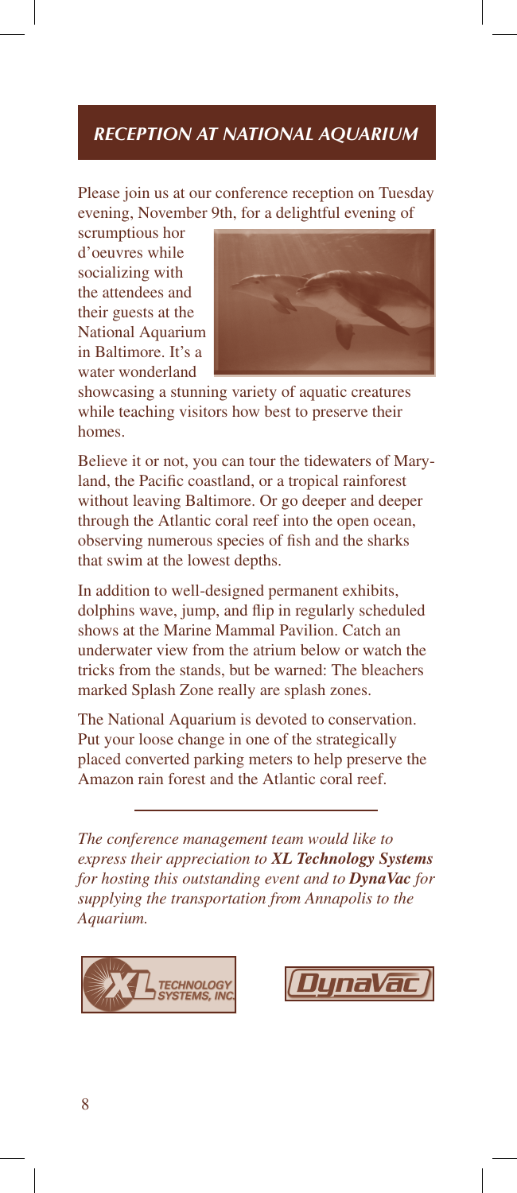## RECEPTION AT NATIONAL AQUARIUM

Please join us at our conference reception on Tuesday evening, November 9th, for a delightful evening of scrumptious hor d'oeuvres while socializing with the attendees and their guests at the National Aquarium in Baltimore. It's a water wonderland showcasing a stunning variety of aquatic creatures while teaching visitors how best to preserve their homes.

Believe it or not, you can tour the tidewaters of Maryland, the Pacific coastland, or a tropical rainforest without leaving Baltimore. Or go deeper and deeper through the Atlantic coral reef into the open ocean, observing numerous species of fish and the sharks that swim at the lowest depths.

In addition to well-designed permanent exhibits, dolphins wave, jump, and flip in regularly scheduled shows at the Marine Mammal Pavilion. Catch an underwater view from the atrium below or watch the tricks from the stands, but be warned: The bleachers marked Splash Zone really are splash zones.

The National Aquarium is devoted to conservation. Put your loose change in one of the strategically placed converted parking meters to help preserve the Amazon rain forest and the Atlantic coral reef.

---

*The conference management team would like to express their appreciation to **XL Technology Systems** for hosting this outstanding event and to **DynaVac** for supplying the transportation from Annapolis to the Aquarium.*

XL TECHNOLOGY SYSTEMS, INC.

DynaVac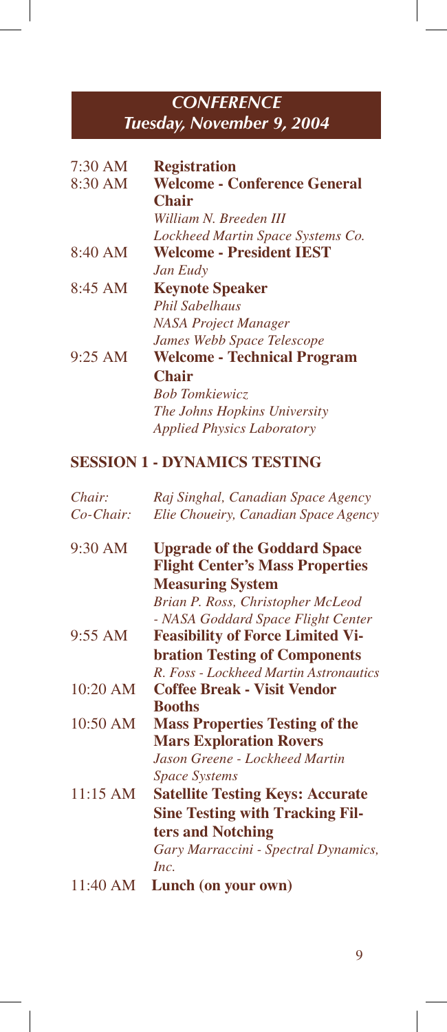## CONFERENCE
## Tuesday, November 9, 2004

| | |
|---|---|
| 7:30 AM | **Registration** |
| 8:30 AM | **Welcome - Conference General Chair**<br>*William N. Breeden III*<br>*Lockheed Martin Space Systems Co.* |
| 8:40 AM | **Welcome - President IEST**<br>*Jan Eudy* |
| 8:45 AM | **Keynote Speaker**<br>*Phil Sabelhaus*<br>*NASA Project Manager*<br>*James Webb Space Telescope* |
| 9:25 AM | **Welcome - Technical Program Chair**<br>*Bob Tomkiewicz*<br>*The Johns Hopkins University*<br>*Applied Physics Laboratory* |

### SESSION 1 - DYNAMICS TESTING

*Chair:* *Raj Singhal, Canadian Space Agency*
*Co-Chair:* *Elie Choueiry, Canadian Space Agency*

| | |
|---|---|
| 9:30 AM | **Upgrade of the Goddard Space Flight Center's Mass Properties Measuring System**<br>*Brian P. Ross, Christopher McLeod - NASA Goddard Space Flight Center* |
| 9:55 AM | **Feasibility of Force Limited Vibration Testing of Components**<br>*R. Foss - Lockheed Martin Astronautics* |
| 10:20 AM | **Coffee Break - Visit Vendor Booths** |
| 10:50 AM | **Mass Properties Testing of the Mars Exploration Rovers**<br>*Jason Greene - Lockheed Martin Space Systems* |
| 11:15 AM | **Satellite Testing Keys: Accurate Sine Testing with Tracking Filters and Notching**<br>*Gary Marraccini - Spectral Dynamics, Inc.* |
| 11:40 AM | **Lunch (on your own)** |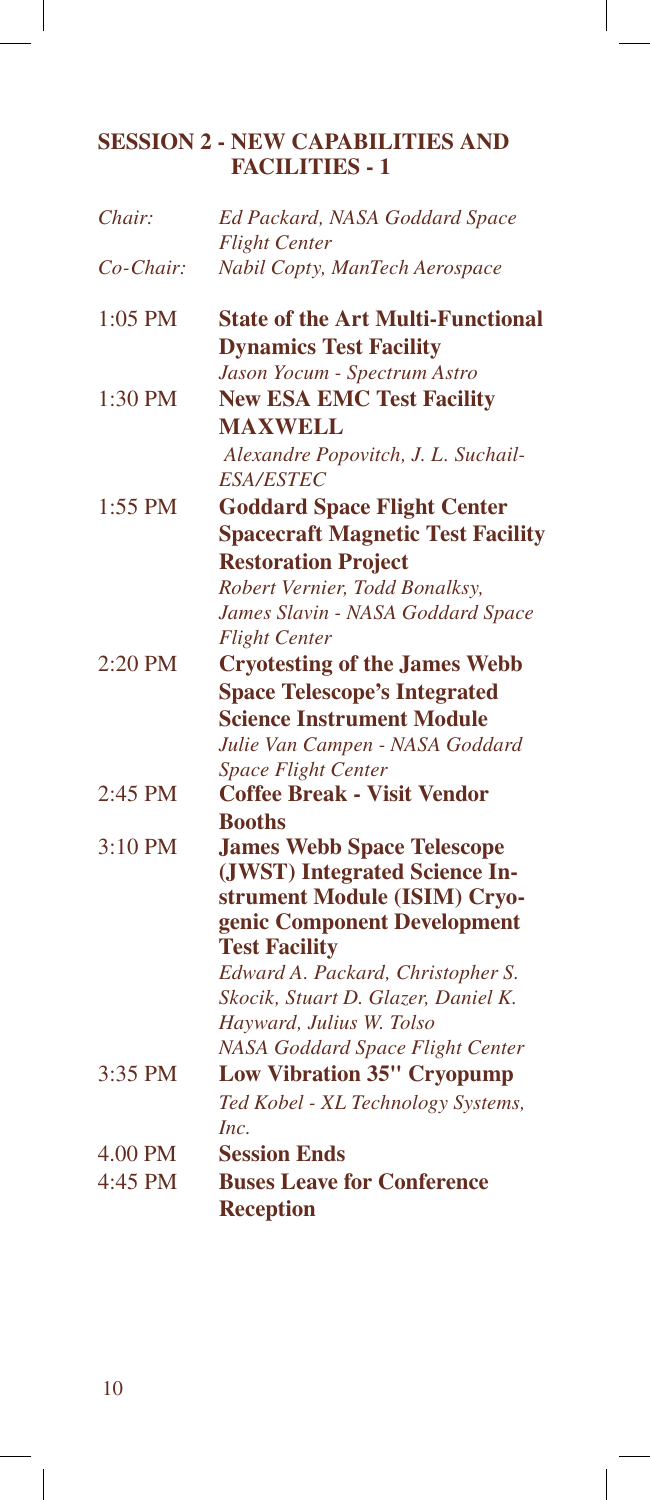## SESSION 2 - NEW CAPABILITIES AND FACILITIES - 1

*Chair:* *Ed Packard, NASA Goddard Space Flight Center*

*Co-Chair:* *Nabil Copty, ManTech Aerospace*

| | |
|---|---|
| 1:05 PM | **State of the Art Multi-Functional Dynamics Test Facility**<br>*Jason Yocum - Spectrum Astro* |
| 1:30 PM | **New ESA EMC Test Facility MAXWELL**<br>*Alexandre Popovitch, J. L. Suchail- ESA/ESTEC* |
| 1:55 PM | **Goddard Space Flight Center Spacecraft Magnetic Test Facility Restoration Project**<br>*Robert Vernier, Todd Bonalksy, James Slavin - NASA Goddard Space Flight Center* |
| 2:20 PM | **Cryotesting of the James Webb Space Telescope's Integrated Science Instrument Module**<br>*Julie Van Campen - NASA Goddard Space Flight Center* |
| 2:45 PM | **Coffee Break - Visit Vendor Booths** |
| 3:10 PM | **James Webb Space Telescope (JWST) Integrated Science Instrument Module (ISIM) Cryogenic Component Development Test Facility**<br>*Edward A. Packard, Christopher S. Skocik, Stuart D. Glazer, Daniel K. Hayward, Julius W. Tolso NASA Goddard Space Flight Center* |
| 3:35 PM | **Low Vibration 35" Cryopump**<br>*Ted Kobel - XL Technology Systems, Inc.* |
| 4.00 PM | **Session Ends** |
| 4:45 PM | **Buses Leave for Conference Reception** |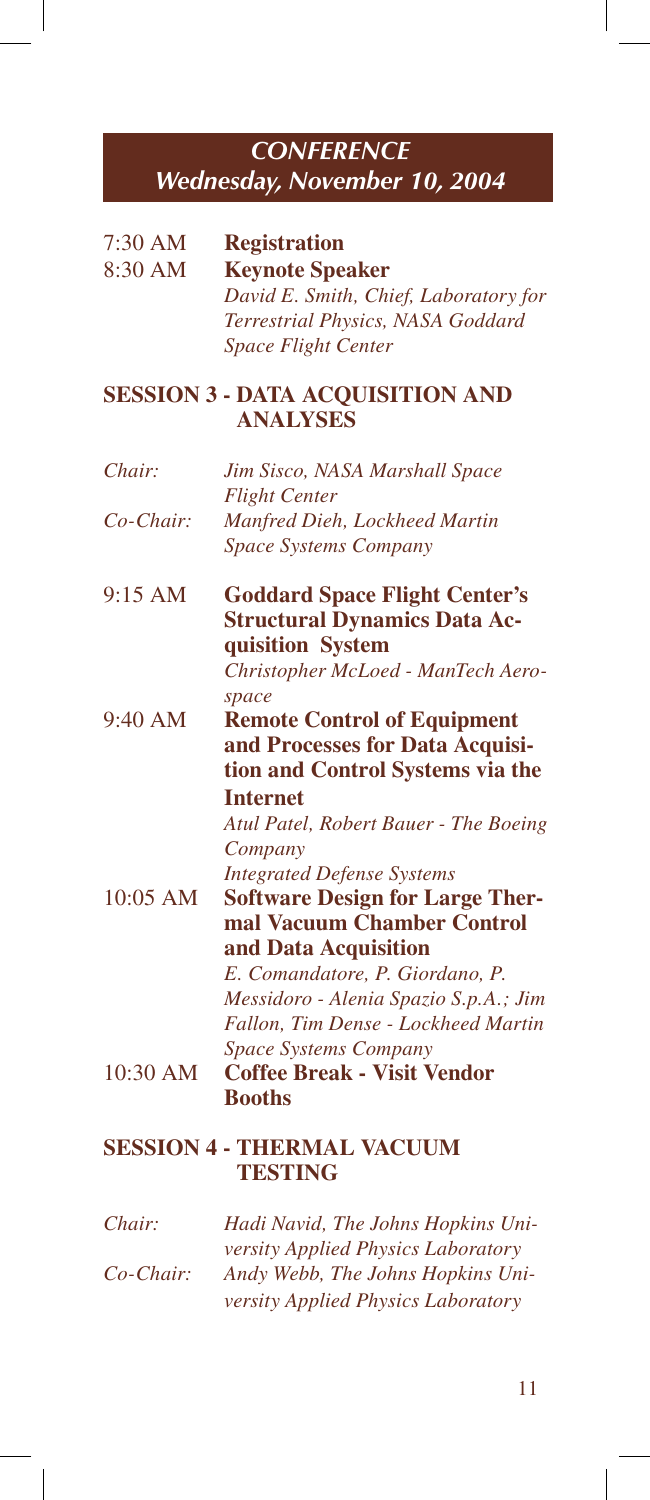## CONFERENCE
## Wednesday, November 10, 2004

7:30 AM **Registration**

8:30 AM **Keynote Speaker**
*David E. Smith, Chief, Laboratory for Terrestrial Physics, NASA Goddard Space Flight Center*

### SESSION 3 - DATA ACQUISITION AND ANALYSES

*Chair:* *Jim Sisco, NASA Marshall Space Flight Center*

*Co-Chair:* *Manfred Dieh, Lockheed Martin Space Systems Company*

9:15 AM **Goddard Space Flight Center's Structural Dynamics Data Acquisition System**
*Christopher McLoed - ManTech Aerospace*

9:40 AM **Remote Control of Equipment and Processes for Data Acquisition and Control Systems via the Internet**
*Atul Patel, Robert Bauer - The Boeing Company Integrated Defense Systems*

10:05 AM **Software Design for Large Thermal Vacuum Chamber Control and Data Acquisition**
*E. Comandatore, P. Giordano, P. Messidoro - Alenia Spazio S.p.A.; Jim Fallon, Tim Dense - Lockheed Martin Space Systems Company*

10:30 AM **Coffee Break - Visit Vendor Booths**

### SESSION 4 - THERMAL VACUUM TESTING

*Chair:* *Hadi Navid, The Johns Hopkins University Applied Physics Laboratory*

*Co-Chair:* *Andy Webb, The Johns Hopkins University Applied Physics Laboratory*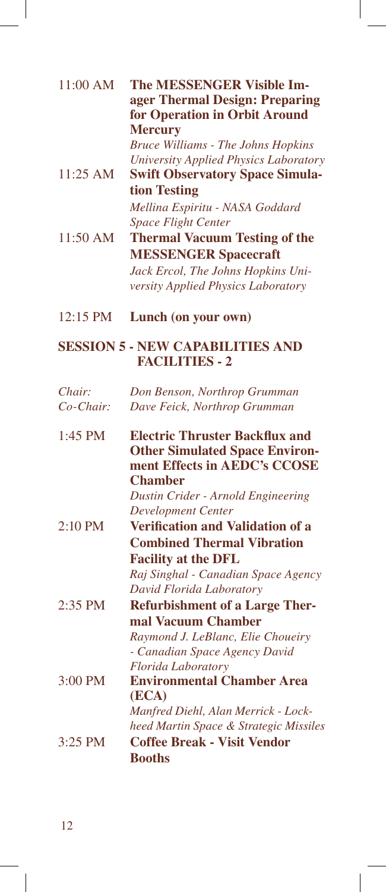11:00 AM **The MESSENGER Visible Imager Thermal Design: Preparing for Operation in Orbit Around Mercury**
*Bruce Williams - The Johns Hopkins University Applied Physics Laboratory*

11:25 AM **Swift Observatory Space Simulation Testing**
*Mellina Espiritu - NASA Goddard Space Flight Center*

11:50 AM **Thermal Vacuum Testing of the MESSENGER Spacecraft**
*Jack Ercol, The Johns Hopkins University Applied Physics Laboratory*

12:15 PM **Lunch (on your own)**

## SESSION 5 - NEW CAPABILITIES AND FACILITIES - 2

*Chair:* *Don Benson, Northrop Grumman*
*Co-Chair:* *Dave Feick, Northrop Grumman*

1:45 PM **Electric Thruster Backflux and Other Simulated Space Environment Effects in AEDC's CCOSE Chamber**
*Dustin Crider - Arnold Engineering Development Center*

2:10 PM **Verification and Validation of a Combined Thermal Vibration Facility at the DFL**
*Raj Singhal - Canadian Space Agency David Florida Laboratory*

2:35 PM **Refurbishment of a Large Thermal Vacuum Chamber**
*Raymond J. LeBlanc, Elie Choueiry - Canadian Space Agency David Florida Laboratory*

3:00 PM **Environmental Chamber Area (ECA)**
*Manfred Diehl, Alan Merrick - Lockheed Martin Space & Strategic Missiles*

3:25 PM **Coffee Break - Visit Vendor Booths**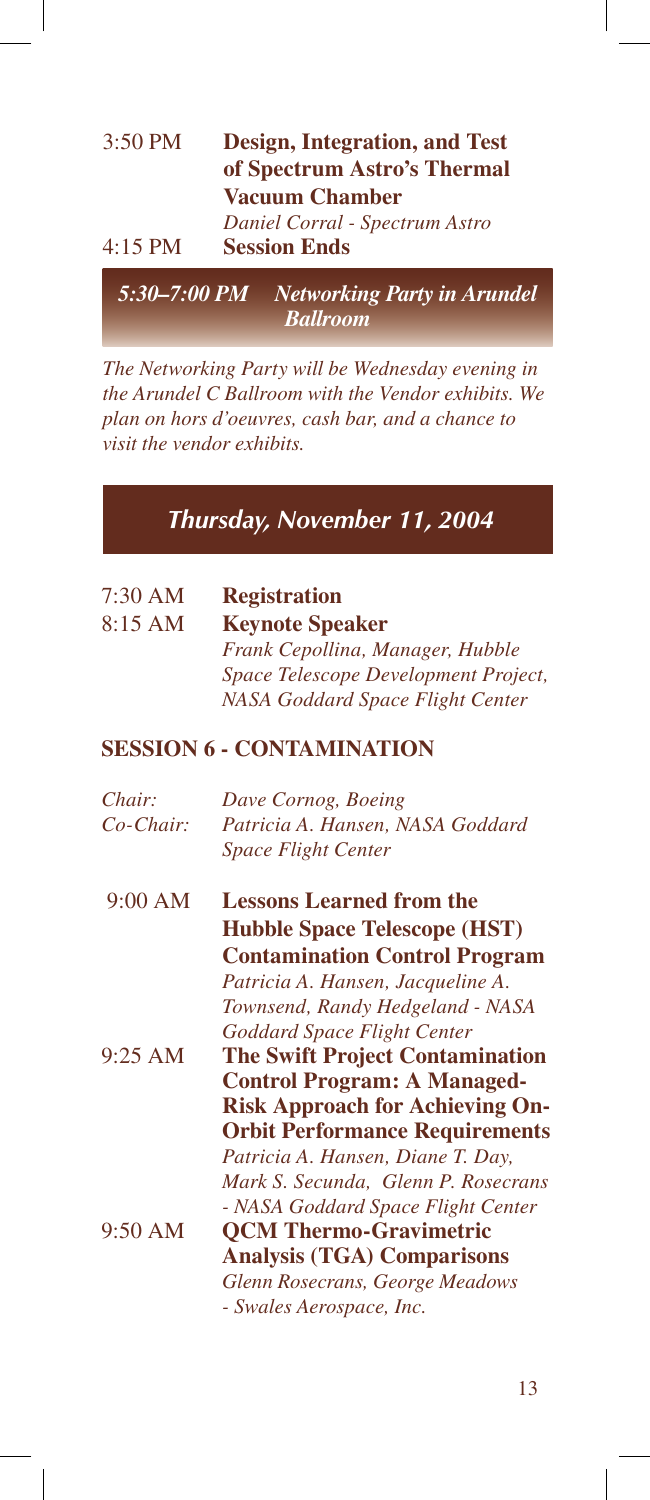3:50 PM **Design, Integration, and Test of Spectrum Astro's Thermal Vacuum Chamber**
*Daniel Corral - Spectrum Astro*

4:15 PM **Session Ends**

### *5:30–7:00 PM Networking Party in Arundel Ballroom*

*The Networking Party will be Wednesday evening in the Arundel C Ballroom with the Vendor exhibits. We plan on hors d'oeuvres, cash bar, and a chance to visit the vendor exhibits.*

## *Thursday, November 11, 2004*

7:30 AM **Registration**

8:15 AM **Keynote Speaker**
*Frank Cepollina, Manager, Hubble Space Telescope Development Project, NASA Goddard Space Flight Center*

### SESSION 6 - CONTAMINATION

*Chair:* *Dave Cornog, Boeing*
*Co-Chair:* *Patricia A. Hansen, NASA Goddard Space Flight Center*

9:00 AM **Lessons Learned from the Hubble Space Telescope (HST) Contamination Control Program**
*Patricia A. Hansen, Jacqueline A. Townsend, Randy Hedgeland - NASA Goddard Space Flight Center*

9:25 AM **The Swift Project Contamination Control Program: A Managed-Risk Approach for Achieving On-Orbit Performance Requirements**
*Patricia A. Hansen, Diane T. Day, Mark S. Secunda, Glenn P. Rosecrans - NASA Goddard Space Flight Center*

9:50 AM **QCM Thermo-Gravimetric Analysis (TGA) Comparisons**
*Glenn Rosecrans, George Meadows - Swales Aerospace, Inc.*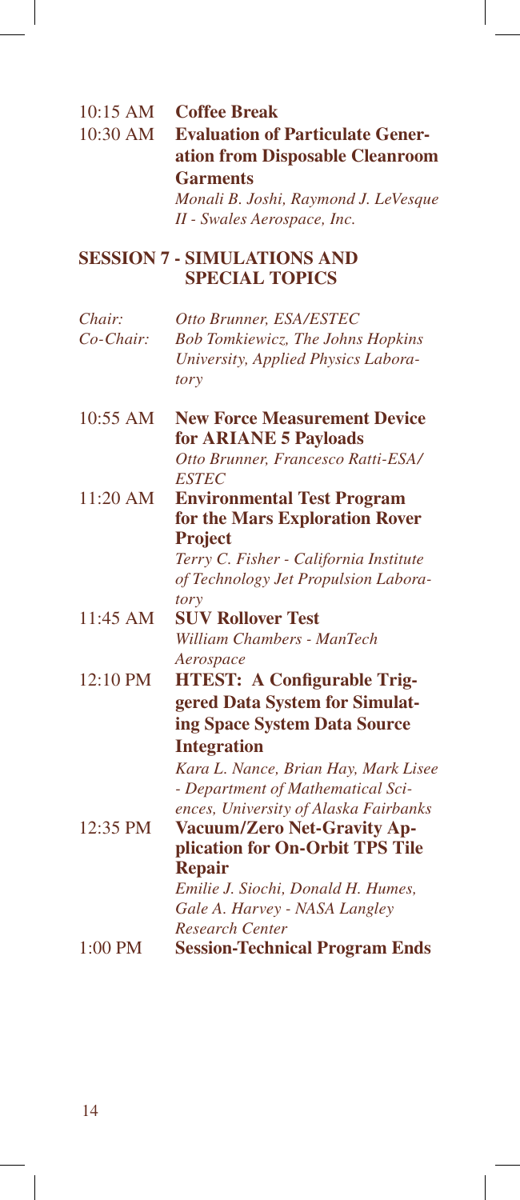10:15 AM **Coffee Break**

10:30 AM **Evaluation of Particulate Generation from Disposable Cleanroom Garments**
*Monali B. Joshi, Raymond J. LeVesque II - Swales Aerospace, Inc.*

## SESSION 7 - SIMULATIONS AND SPECIAL TOPICS

*Chair:* *Otto Brunner, ESA/ESTEC*
*Co-Chair:* *Bob Tomkiewicz, The Johns Hopkins University, Applied Physics Laboratory*

10:55 AM **New Force Measurement Device for ARIANE 5 Payloads**
*Otto Brunner, Francesco Ratti-ESA/ESTEC*

11:20 AM **Environmental Test Program for the Mars Exploration Rover Project**
*Terry C. Fisher - California Institute of Technology Jet Propulsion Laboratory*

11:45 AM **SUV Rollover Test**
*William Chambers - ManTech Aerospace*

12:10 PM **HTEST: A Configurable Triggered Data System for Simulating Space System Data Source Integration**
*Kara L. Nance, Brian Hay, Mark Lisee - Department of Mathematical Sciences, University of Alaska Fairbanks*

12:35 PM **Vacuum/Zero Net-Gravity Application for On-Orbit TPS Tile Repair**
*Emilie J. Siochi, Donald H. Humes, Gale A. Harvey - NASA Langley Research Center*

1:00 PM **Session-Technical Program Ends**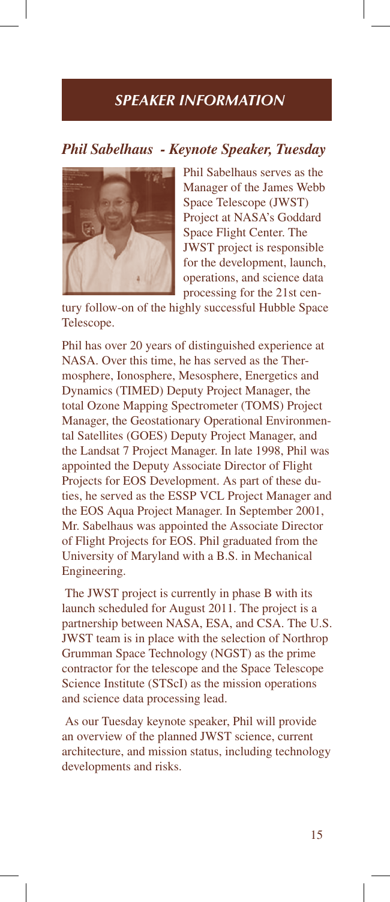## SPEAKER INFORMATION

### *Phil Sabelhaus - Keynote Speaker, Tuesday*

Phil Sabelhaus serves as the Manager of the James Webb Space Telescope (JWST) Project at NASA's Goddard Space Flight Center. The JWST project is responsible for the development, launch, operations, and science data processing for the 21st century follow-on of the highly successful Hubble Space Telescope.

Phil has over 20 years of distinguished experience at NASA. Over this time, he has served as the Thermosphere, Ionosphere, Mesosphere, Energetics and Dynamics (TIMED) Deputy Project Manager, the total Ozone Mapping Spectrometer (TOMS) Project Manager, the Geostationary Operational Environmental Satellites (GOES) Deputy Project Manager, and the Landsat 7 Project Manager. In late 1998, Phil was appointed the Deputy Associate Director of Flight Projects for EOS Development. As part of these duties, he served as the ESSP VCL Project Manager and the EOS Aqua Project Manager. In September 2001, Mr. Sabelhaus was appointed the Associate Director of Flight Projects for EOS. Phil graduated from the University of Maryland with a B.S. in Mechanical Engineering.

The JWST project is currently in phase B with its launch scheduled for August 2011. The project is a partnership between NASA, ESA, and CSA. The U.S. JWST team is in place with the selection of Northrop Grumman Space Technology (NGST) as the prime contractor for the telescope and the Space Telescope Science Institute (STScI) as the mission operations and science data processing lead.

As our Tuesday keynote speaker, Phil will provide an overview of the planned JWST science, current architecture, and mission status, including technology developments and risks.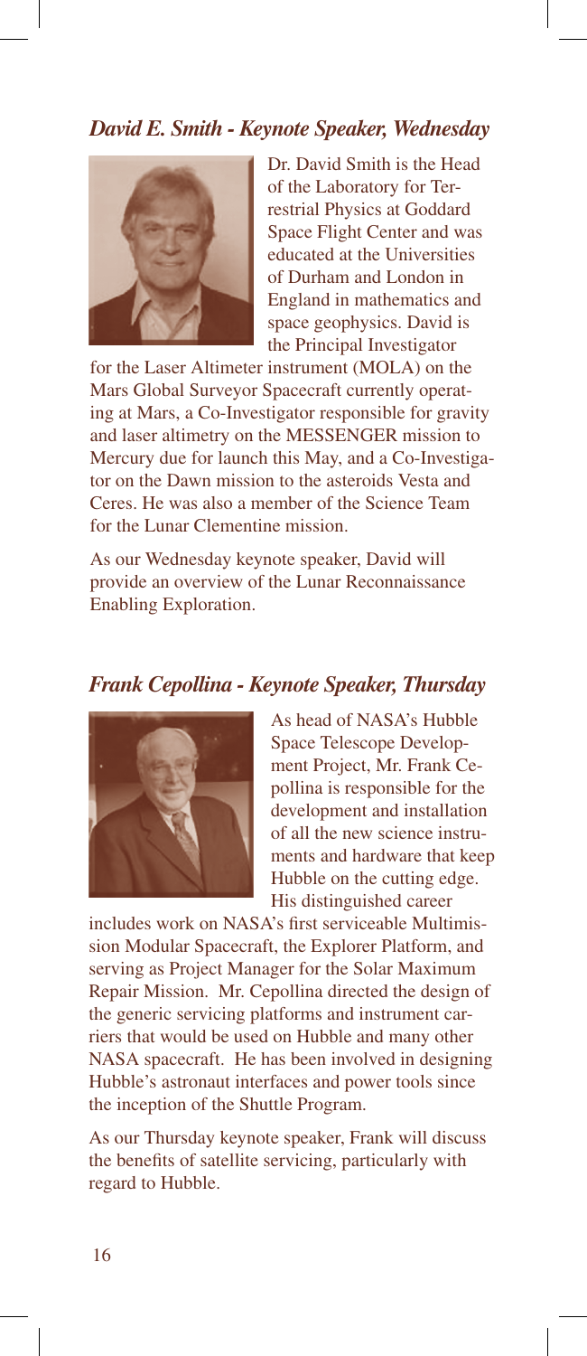### *David E. Smith - Keynote Speaker, Wednesday*

Dr. David Smith is the Head of the Laboratory for Terrestrial Physics at Goddard Space Flight Center and was educated at the Universities of Durham and London in England in mathematics and space geophysics. David is the Principal Investigator for the Laser Altimeter instrument (MOLA) on the Mars Global Surveyor Spacecraft currently operating at Mars, a Co-Investigator responsible for gravity and laser altimetry on the MESSENGER mission to Mercury due for launch this May, and a Co-Investigator on the Dawn mission to the asteroids Vesta and Ceres. He was also a member of the Science Team for the Lunar Clementine mission.

As our Wednesday keynote speaker, David will provide an overview of the Lunar Reconnaissance Enabling Exploration.

### *Frank Cepollina - Keynote Speaker, Thursday*

As head of NASA's Hubble Space Telescope Development Project, Mr. Frank Cepollina is responsible for the development and installation of all the new science instruments and hardware that keep Hubble on the cutting edge. His distinguished career includes work on NASA's first serviceable Multimission Modular Spacecraft, the Explorer Platform, and serving as Project Manager for the Solar Maximum Repair Mission. Mr. Cepollina directed the design of the generic servicing platforms and instrument carriers that would be used on Hubble and many other NASA spacecraft. He has been involved in designing Hubble's astronaut interfaces and power tools since the inception of the Shuttle Program.

As our Thursday keynote speaker, Frank will discuss the benefits of satellite servicing, particularly with regard to Hubble.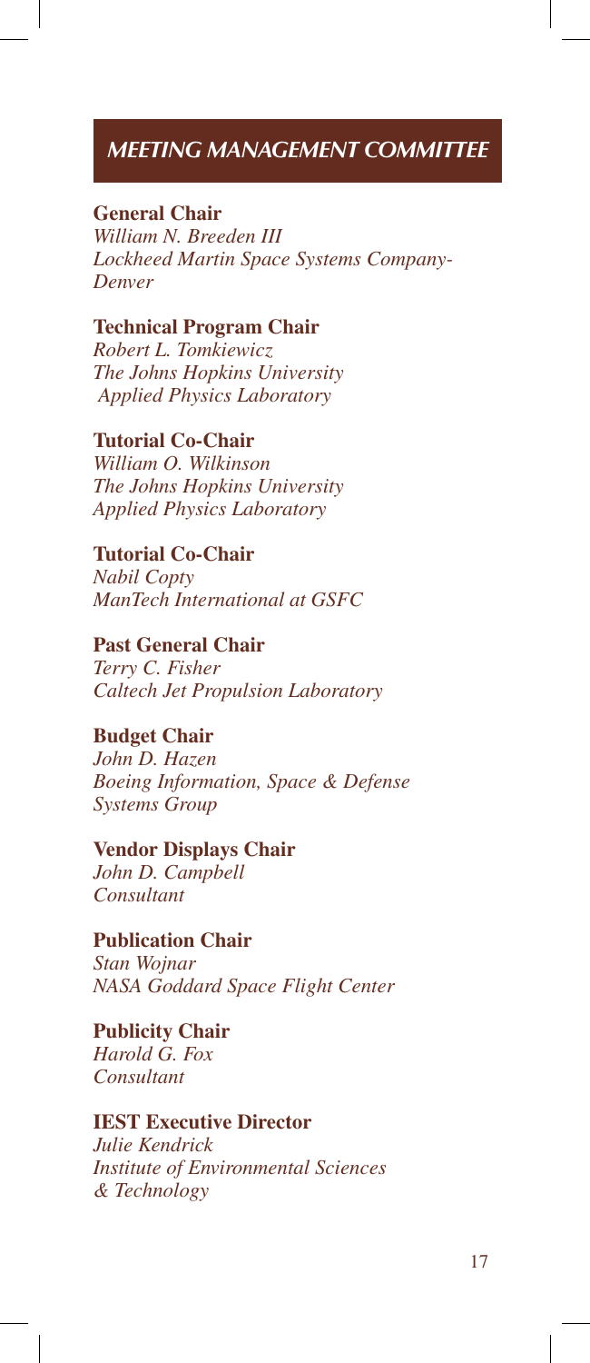## MEETING MANAGEMENT COMMITTEE

**General Chair**
*William N. Breeden III*
*Lockheed Martin Space Systems Company-Denver*

**Technical Program Chair**
*Robert L. Tomkiewicz*
*The Johns Hopkins University Applied Physics Laboratory*

**Tutorial Co-Chair**
*William O. Wilkinson*
*The Johns Hopkins University Applied Physics Laboratory*

**Tutorial Co-Chair**
*Nabil Copty*
*ManTech International at GSFC*

**Past General Chair**
*Terry C. Fisher*
*Caltech Jet Propulsion Laboratory*

**Budget Chair**
*John D. Hazen*
*Boeing Information, Space & Defense Systems Group*

**Vendor Displays Chair**
*John D. Campbell*
*Consultant*

**Publication Chair**
*Stan Wojnar*
*NASA Goddard Space Flight Center*

**Publicity Chair**
*Harold G. Fox*
*Consultant*

**IEST Executive Director**
*Julie Kendrick*
*Institute of Environmental Sciences & Technology*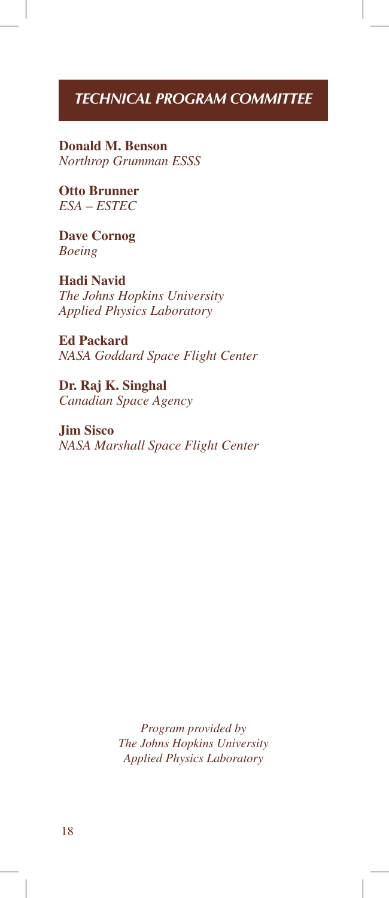## TECHNICAL PROGRAM COMMITTEE

**Donald M. Benson**
*Northrop Grumman ESSS*

**Otto Brunner**
*ESA – ESTEC*

**Dave Cornog**
*Boeing*

**Hadi Navid**
*The Johns Hopkins University Applied Physics Laboratory*

**Ed Packard**
*NASA Goddard Space Flight Center*

**Dr. Raj K. Singhal**
*Canadian Space Agency*

**Jim Sisco**
*NASA Marshall Space Flight Center*

*Program provided by*
*The Johns Hopkins University*
*Applied Physics Laboratory*